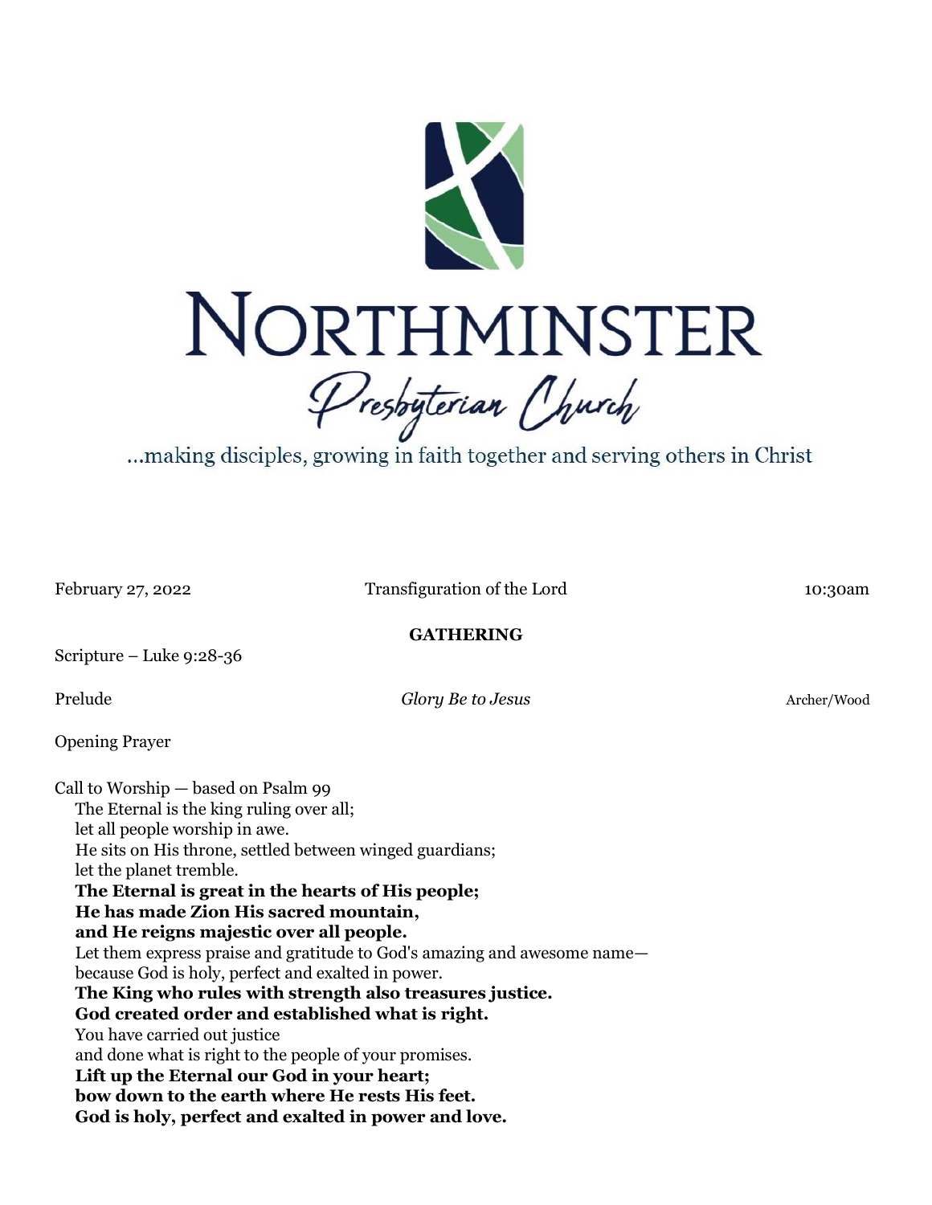# NORTHMINSTER

*Presbyterian Church*

...making disciples, growing in faith together and serving others in Christ

February 27, 2022 | Transfiguration of the Lord | 10:30am

## GATHERING

Scripture – Luke 9:28-36

Prelude *Glory Be to Jesus* Archer/Wood

Opening Prayer

Call to Worship — based on Psalm 99

The Eternal is the king ruling over all;
let all people worship in awe.
He sits on His throne, settled between winged guardians;
let the planet tremble.
**The Eternal is great in the hearts of His people;**
**He has made Zion His sacred mountain,**
**and He reigns majestic over all people.**
Let them express praise and gratitude to God's amazing and awesome name—
because God is holy, perfect and exalted in power.
**The King who rules with strength also treasures justice.**
**God created order and established what is right.**
You have carried out justice
and done what is right to the people of your promises.
**Lift up the Eternal our God in your heart;**
**bow down to the earth where He rests His feet.**
**God is holy, perfect and exalted in power and love.**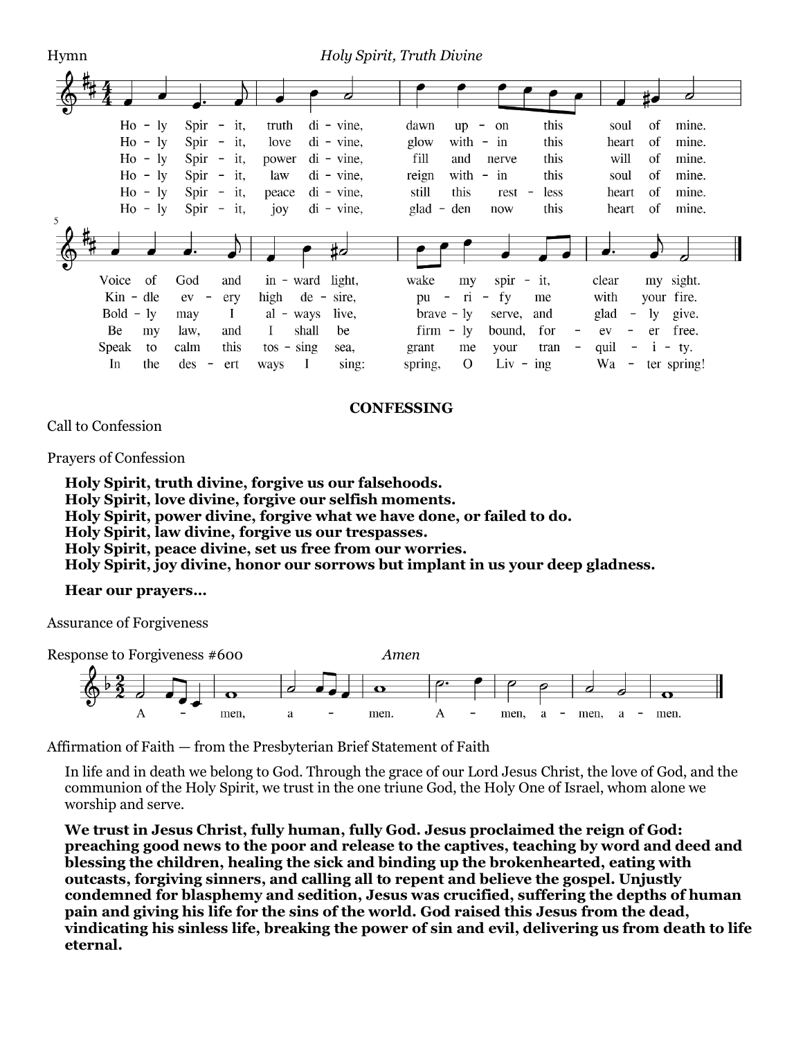Hymn *Holy Spirit, Truth Divine*

Holy Spirit, truth divine, dawn upon this soul of mine.
Voice of God and inward light, wake my spirit, clear my sight.

Holy Spirit, love divine, glow within this heart of mine.
Kindle every high desire, purify me with your fire.

Holy Spirit, power divine, fill and nerve this will of mine.
Boldly may I always live, bravely serve, and gladly give.

Holy Spirit, law divine, reign within this soul of mine.
Be my law, and I shall be firmly bound, for ever free.

Holy Spirit, peace divine, still this restless heart of mine.
Speak to calm this tossing sea, grant me your tranquility.

Holy Spirit, joy divine, gladden now this heart of mine.
In the desert ways I sing: spring, O Living Water spring!

**CONFESSING**

Call to Confession

Prayers of Confession

**Holy Spirit, truth divine, forgive us our falsehoods.**
**Holy Spirit, love divine, forgive our selfish moments.**
**Holy Spirit, power divine, forgive what we have done, or failed to do.**
**Holy Spirit, law divine, forgive us our trespasses.**
**Holy Spirit, peace divine, set us free from our worries.**
**Holy Spirit, joy divine, honor our sorrows but implant in us your deep gladness.**

**Hear our prayers…**

Assurance of Forgiveness

Response to Forgiveness #600 *Amen*

Amen, amen. Amen, amen, amen.

Affirmation of Faith — from the Presbyterian Brief Statement of Faith

In life and in death we belong to God. Through the grace of our Lord Jesus Christ, the love of God, and the communion of the Holy Spirit, we trust in the one triune God, the Holy One of Israel, whom alone we worship and serve.

**We trust in Jesus Christ, fully human, fully God. Jesus proclaimed the reign of God: preaching good news to the poor and release to the captives, teaching by word and deed and blessing the children, healing the sick and binding up the brokenhearted, eating with outcasts, forgiving sinners, and calling all to repent and believe the gospel. Unjustly condemned for blasphemy and sedition, Jesus was crucified, suffering the depths of human pain and giving his life for the sins of the world. God raised this Jesus from the dead, vindicating his sinless life, breaking the power of sin and evil, delivering us from death to life eternal.**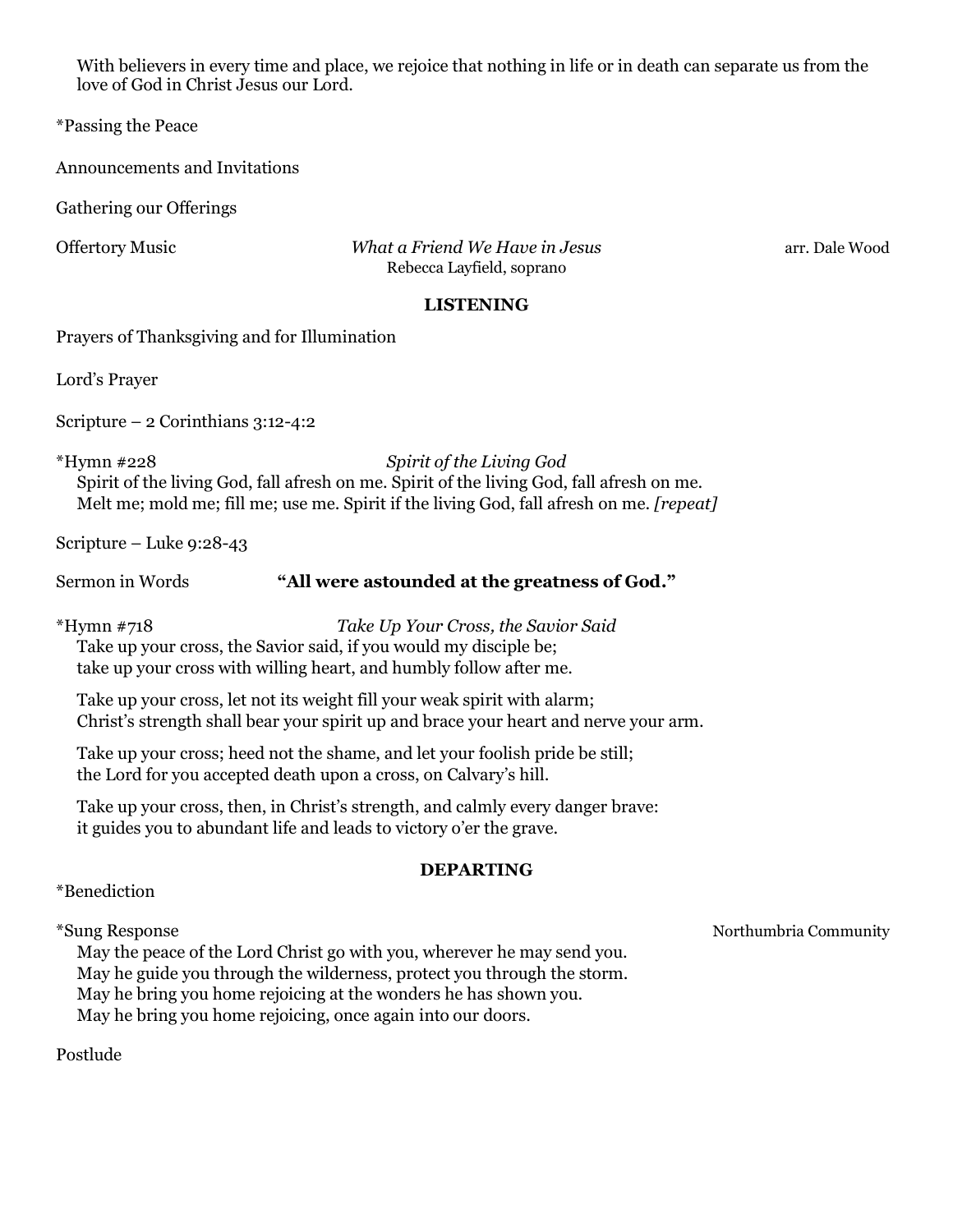With believers in every time and place, we rejoice that nothing in life or in death can separate us from the love of God in Christ Jesus our Lord.

*Passing the Peace

Announcements and Invitations

Gathering our Offerings

Offertory Music *What a Friend We Have in Jesus* arr. Dale Wood
Rebecca Layfield, soprano

**LISTENING**

Prayers of Thanksgiving and for Illumination

Lord's Prayer

Scripture – 2 Corinthians 3:12-4:2

*Hymn #228 *Spirit of the Living God*
Spirit of the living God, fall afresh on me. Spirit of the living God, fall afresh on me.
Melt me; mold me; fill me; use me. Spirit if the living God, fall afresh on me. *[repeat]*

Scripture – Luke 9:28-43

Sermon in Words **"All were astounded at the greatness of God."**

*Hymn #718 *Take Up Your Cross, the Savior Said*
Take up your cross, the Savior said, if you would my disciple be;
take up your cross with willing heart, and humbly follow after me.

Take up your cross, let not its weight fill your weak spirit with alarm;
Christ's strength shall bear your spirit up and brace your heart and nerve your arm.

Take up your cross; heed not the shame, and let your foolish pride be still;
the Lord for you accepted death upon a cross, on Calvary's hill.

Take up your cross, then, in Christ's strength, and calmly every danger brave:
it guides you to abundant life and leads to victory o'er the grave.

**DEPARTING**

*Benediction

*Sung Response Northumbria Community
May the peace of the Lord Christ go with you, wherever he may send you.
May he guide you through the wilderness, protect you through the storm.
May he bring you home rejoicing at the wonders he has shown you.
May he bring you home rejoicing, once again into our doors.

Postlude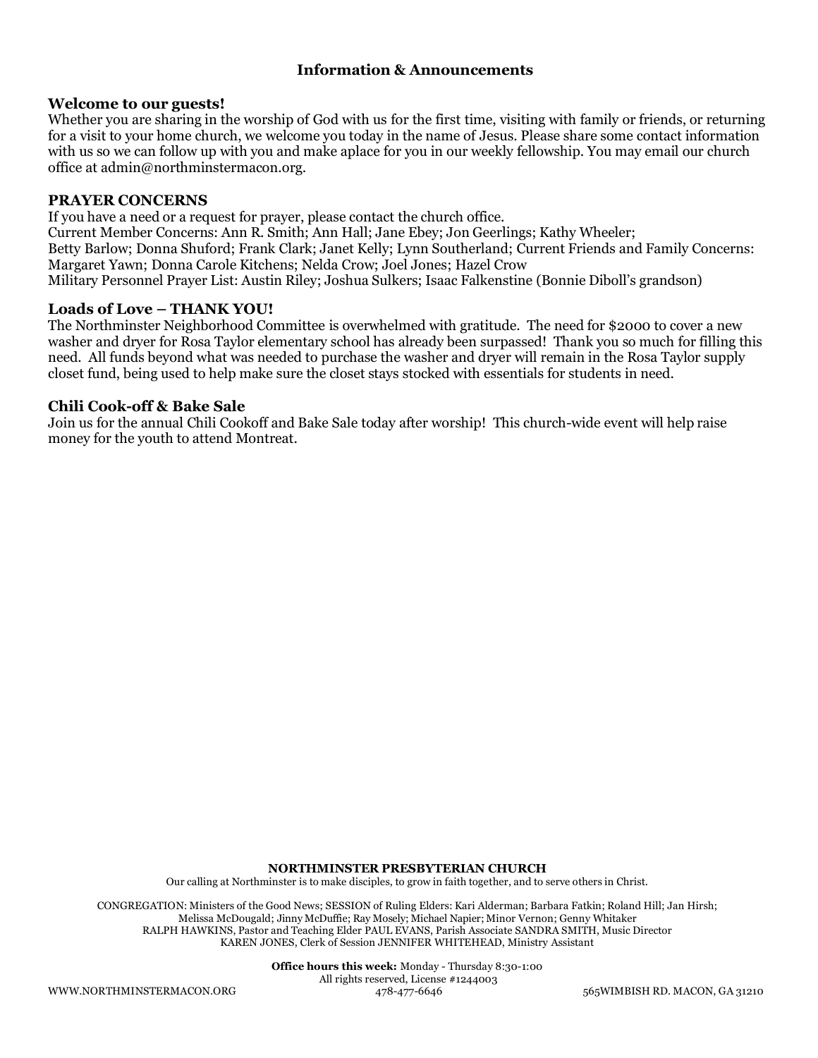## Information & Announcements

### Welcome to our guests!

Whether you are sharing in the worship of God with us for the first time, visiting with family or friends, or returning for a visit to your home church, we welcome you today in the name of Jesus. Please share some contact information with us so we can follow up with you and make aplace for you in our weekly fellowship. You may email our church office at admin@northminstermacon.org.

### PRAYER CONCERNS

If you have a need or a request for prayer, please contact the church office.
Current Member Concerns: Ann R. Smith; Ann Hall; Jane Ebey; Jon Geerlings; Kathy Wheeler; Betty Barlow; Donna Shuford; Frank Clark; Janet Kelly; Lynn Southerland; Current Friends and Family Concerns: Margaret Yawn; Donna Carole Kitchens; Nelda Crow; Joel Jones; Hazel Crow
Military Personnel Prayer List: Austin Riley; Joshua Sulkers; Isaac Falkenstine (Bonnie Diboll's grandson)

### Loads of Love – THANK YOU!

The Northminster Neighborhood Committee is overwhelmed with gratitude. The need for $2000 to cover a new washer and dryer for Rosa Taylor elementary school has already been surpassed! Thank you so much for filling this need. All funds beyond what was needed to purchase the washer and dryer will remain in the Rosa Taylor supply closet fund, being used to help make sure the closet stays stocked with essentials for students in need.

### Chili Cook-off & Bake Sale

Join us for the annual Chili Cookoff and Bake Sale today after worship! This church-wide event will help raise money for the youth to attend Montreat.

**NORTHMINSTER PRESBYTERIAN CHURCH**

Our calling at Northminster is to make disciples, to grow in faith together, and to serve others in Christ.

CONGREGATION: Ministers of the Good News; SESSION of Ruling Elders: Kari Alderman; Barbara Fatkin; Roland Hill; Jan Hirsh; Melissa McDougald; Jinny McDuffie; Ray Mosely; Michael Napier; Minor Vernon; Genny Whitaker
RALPH HAWKINS, Pastor and Teaching Elder PAUL EVANS, Parish Associate SANDRA SMITH, Music Director
KAREN JONES, Clerk of Session JENNIFER WHITEHEAD, Ministry Assistant

**Office hours this week:** Monday - Thursday 8:30-1:00
All rights reserved, License #1244003

WWW.NORTHMINSTERMACON.ORG 478-477-6646 565WIMBISH RD. MACON, GA 31210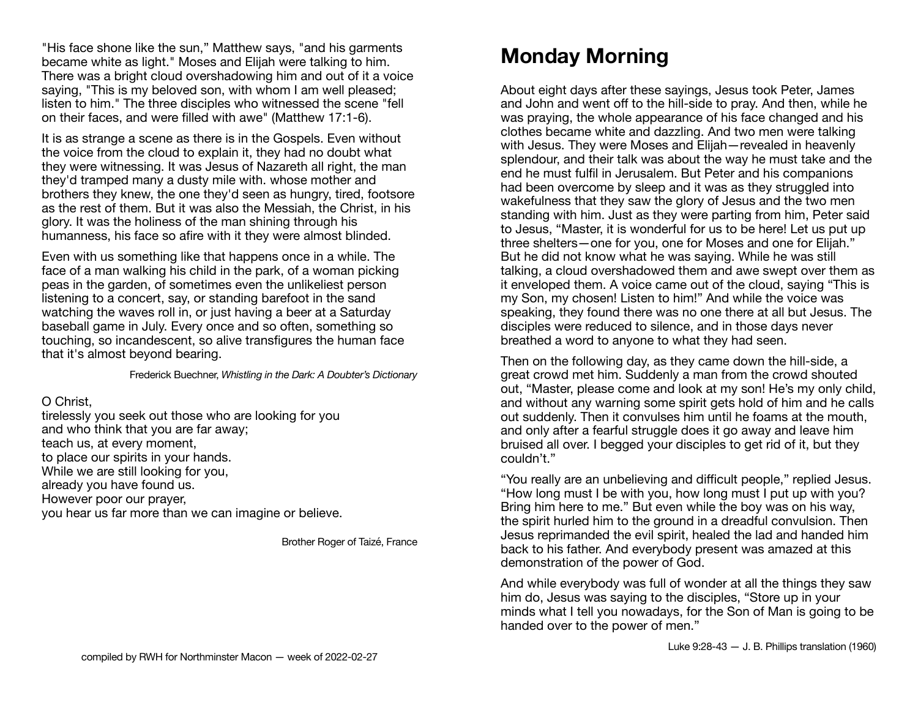"His face shone like the sun," Matthew says, "and his garments became white as light." Moses and Elijah were talking to him. There was a bright cloud overshadowing him and out of it a voice saying, "This is my beloved son, with whom I am well pleased; listen to him." The three disciples who witnessed the scene "fell on their faces, and were filled with awe" (Matthew 17:1-6).

It is as strange a scene as there is in the Gospels. Even without the voice from the cloud to explain it, they had no doubt what they were witnessing. It was Jesus of Nazareth all right, the man they'd tramped many a dusty mile with. whose mother and brothers they knew, the one they'd seen as hungry, tired, footsore as the rest of them. But it was also the Messiah, the Christ, in his glory. It was the holiness of the man shining through his humanness, his face so afire with it they were almost blinded.

Even with us something like that happens once in a while. The face of a man walking his child in the park, of a woman picking peas in the garden, of sometimes even the unlikeliest person listening to a concert, say, or standing barefoot in the sand watching the waves roll in, or just having a beer at a Saturday baseball game in July. Every once and so often, something so touching, so incandescent, so alive transfigures the human face that it's almost beyond bearing.

Frederick Buechner, *Whistling in the Dark: A Doubter's Dictionary*

O Christ,
tirelessly you seek out those who are looking for you
and who think that you are far away;
teach us, at every moment,
to place our spirits in your hands.
While we are still looking for you,
already you have found us.
However poor our prayer,
you hear us far more than we can imagine or believe.

Brother Roger of Taizé, France

compiled by RWH for Northminster Macon — week of 2022-02-27

# Monday Morning

About eight days after these sayings, Jesus took Peter, James and John and went off to the hill-side to pray. And then, while he was praying, the whole appearance of his face changed and his clothes became white and dazzling. And two men were talking with Jesus. They were Moses and Elijah—revealed in heavenly splendour, and their talk was about the way he must take and the end he must fulfil in Jerusalem. But Peter and his companions had been overcome by sleep and it was as they struggled into wakefulness that they saw the glory of Jesus and the two men standing with him. Just as they were parting from him, Peter said to Jesus, "Master, it is wonderful for us to be here! Let us put up three shelters—one for you, one for Moses and one for Elijah." But he did not know what he was saying. While he was still talking, a cloud overshadowed them and awe swept over them as it enveloped them. A voice came out of the cloud, saying "This is my Son, my chosen! Listen to him!" And while the voice was speaking, they found there was no one there at all but Jesus. The disciples were reduced to silence, and in those days never breathed a word to anyone to what they had seen.

Then on the following day, as they came down the hill-side, a great crowd met him. Suddenly a man from the crowd shouted out, "Master, please come and look at my son! He's my only child, and without any warning some spirit gets hold of him and he calls out suddenly. Then it convulses him until he foams at the mouth, and only after a fearful struggle does it go away and leave him bruised all over. I begged your disciples to get rid of it, but they couldn't."

"You really are an unbelieving and difficult people," replied Jesus. "How long must I be with you, how long must I put up with you? Bring him here to me." But even while the boy was on his way, the spirit hurled him to the ground in a dreadful convulsion. Then Jesus reprimanded the evil spirit, healed the lad and handed him back to his father. And everybody present was amazed at this demonstration of the power of God.

And while everybody was full of wonder at all the things they saw him do, Jesus was saying to the disciples, "Store up in your minds what I tell you nowadays, for the Son of Man is going to be handed over to the power of men."

Luke 9:28-43 — J. B. Phillips translation (1960)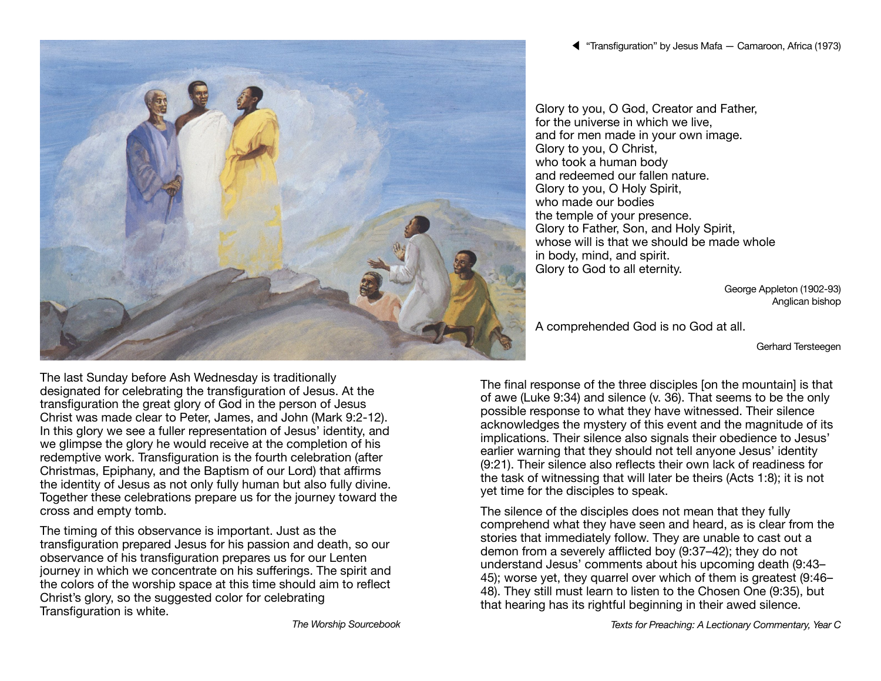◀ "Transfiguration" by Jesus Mafa — Camaroon, Africa (1973)

Glory to you, O God, Creator and Father,
for the universe in which we live,
and for men made in your own image.
Glory to you, O Christ,
who took a human body
and redeemed our fallen nature.
Glory to you, O Holy Spirit,
who made our bodies
the temple of your presence.
Glory to Father, Son, and Holy Spirit,
whose will is that we should be made whole
in body, mind, and spirit.
Glory to God to all eternity.

George Appleton (1902-93)
Anglican bishop

A comprehended God is no God at all.

Gerhard Tersteegen

The last Sunday before Ash Wednesday is traditionally designated for celebrating the transfiguration of Jesus. At the transfiguration the great glory of God in the person of Jesus Christ was made clear to Peter, James, and John (Mark 9:2-12). In this glory we see a fuller representation of Jesus' identity, and we glimpse the glory he would receive at the completion of his redemptive work. Transfiguration is the fourth celebration (after Christmas, Epiphany, and the Baptism of our Lord) that affirms the identity of Jesus as not only fully human but also fully divine. Together these celebrations prepare us for the journey toward the cross and empty tomb.

The timing of this observance is important. Just as the transfiguration prepared Jesus for his passion and death, so our observance of his transfiguration prepares us for our Lenten journey in which we concentrate on his sufferings. The spirit and the colors of the worship space at this time should aim to reflect Christ's glory, so the suggested color for celebrating Transfiguration is white.

*The Worship Sourcebook*

The final response of the three disciples [on the mountain] is that of awe (Luke 9:34) and silence (v. 36). That seems to be the only possible response to what they have witnessed. Their silence acknowledges the mystery of this event and the magnitude of its implications. Their silence also signals their obedience to Jesus' earlier warning that they should not tell anyone Jesus' identity (9:21). Their silence also reflects their own lack of readiness for the task of witnessing that will later be theirs (Acts 1:8); it is not yet time for the disciples to speak.

The silence of the disciples does not mean that they fully comprehend what they have seen and heard, as is clear from the stories that immediately follow. They are unable to cast out a demon from a severely afflicted boy (9:37–42); they do not understand Jesus' comments about his upcoming death (9:43–45); worse yet, they quarrel over which of them is greatest (9:46–48). They still must learn to listen to the Chosen One (9:35), but that hearing has its rightful beginning in their awed silence.

*Texts for Preaching: A Lectionary Commentary, Year C*